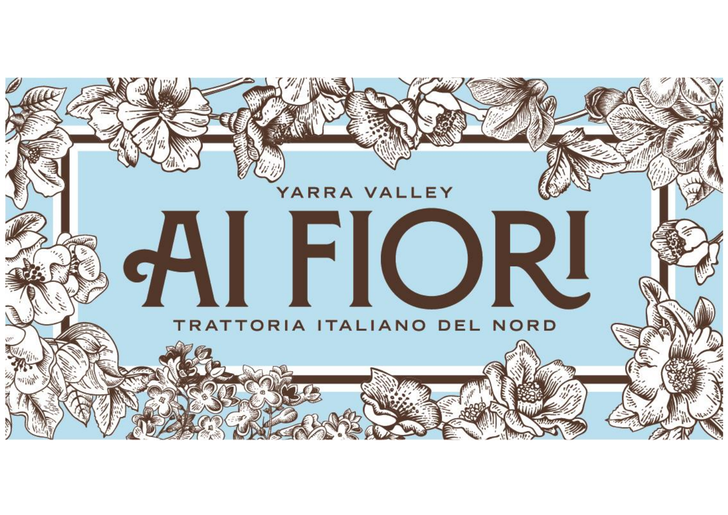YARRA VALLEY

# AI FIORI

TRATTORIA ITALIANO DEL NORD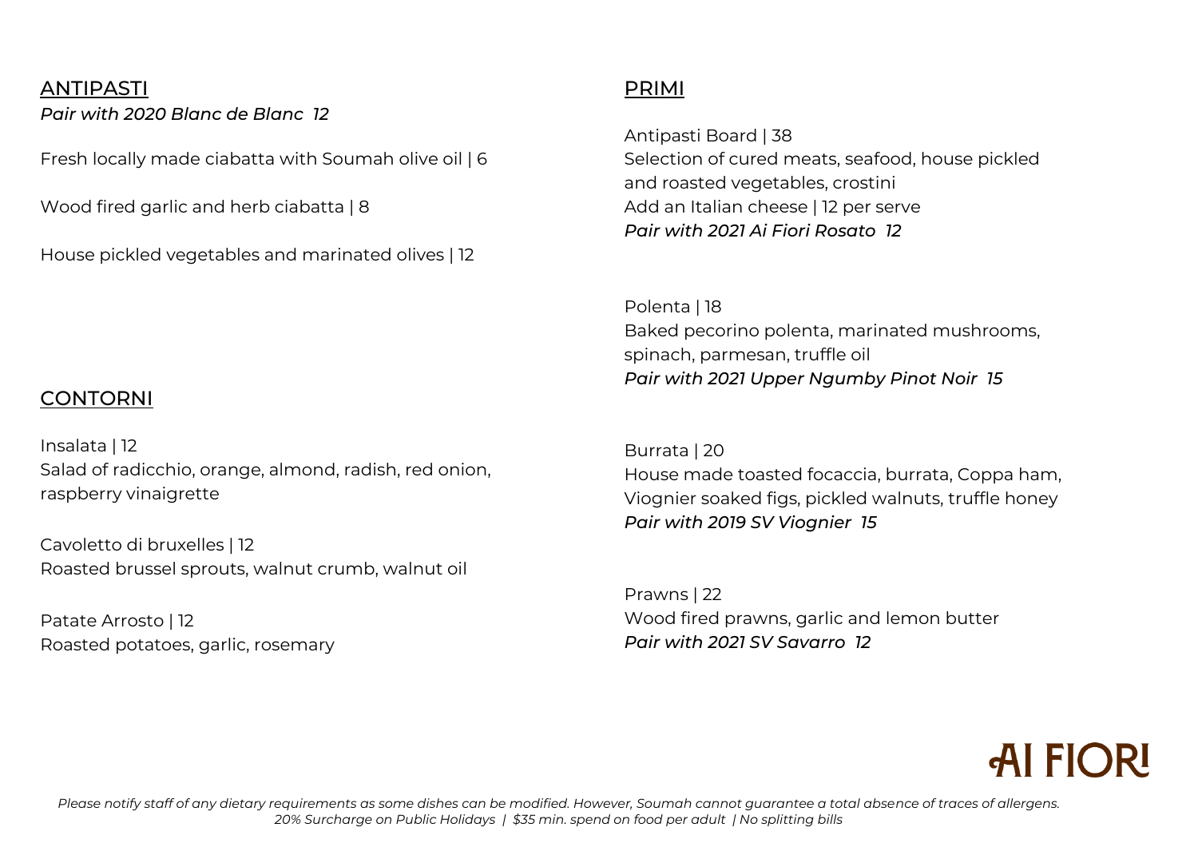## ANTIPASTI

*Pair with 2020 Blanc de Blanc 12*

Fresh locally made ciabatta with Soumah olive oil | 6

Wood fired garlic and herb ciabatta | 8

House pickled vegetables and marinated olives | 12

## CONTORNI

Insalata | 12
Salad of radicchio, orange, almond, radish, red onion, raspberry vinaigrette

Cavoletto di bruxelles | 12
Roasted brussel sprouts, walnut crumb, walnut oil

Patate Arrosto | 12
Roasted potatoes, garlic, rosemary

## PRIMI

Antipasti Board | 38
Selection of cured meats, seafood, house pickled and roasted vegetables, crostini
Add an Italian cheese | 12 per serve
*Pair with 2021 Ai Fiori Rosato 12*

Polenta | 18
Baked pecorino polenta, marinated mushrooms, spinach, parmesan, truffle oil
*Pair with 2021 Upper Ngumby Pinot Noir 15*

Burrata | 20
House made toasted focaccia, burrata, Coppa ham, Viognier soaked figs, pickled walnuts, truffle honey
*Pair with 2019 SV Viognier 15*

Prawns | 22
Wood fired prawns, garlic and lemon butter
*Pair with 2021 SV Savarro 12*

AI FIORI

*Please notify staff of any dietary requirements as some dishes can be modified. However, Soumah cannot guarantee a total absence of traces of allergens.*
*20% Surcharge on Public Holidays | $35 min. spend on food per adult | No splitting bills*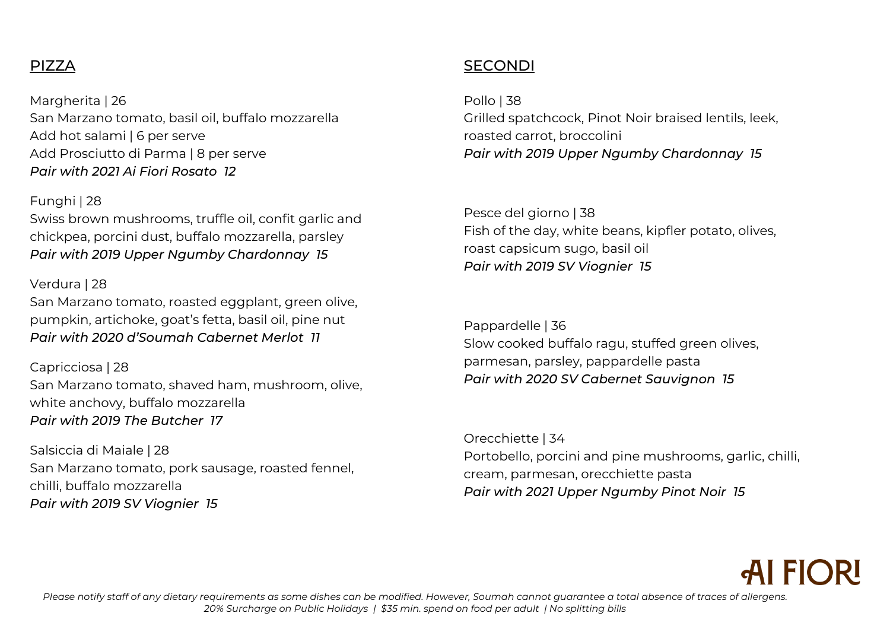## PIZZA

Margherita | 26
San Marzano tomato, basil oil, buffalo mozzarella
Add hot salami | 6 per serve
Add Prosciutto di Parma | 8 per serve
*Pair with 2021 Ai Fiori Rosato 12*

Funghi | 28
Swiss brown mushrooms, truffle oil, confit garlic and chickpea, porcini dust, buffalo mozzarella, parsley
*Pair with 2019 Upper Ngumby Chardonnay 15*

Verdura | 28
San Marzano tomato, roasted eggplant, green olive, pumpkin, artichoke, goat's fetta, basil oil, pine nut
*Pair with 2020 d'Soumah Cabernet Merlot 11*

Capricciosa | 28
San Marzano tomato, shaved ham, mushroom, olive, white anchovy, buffalo mozzarella
*Pair with 2019 The Butcher 17*

Salsiccia di Maiale | 28
San Marzano tomato, pork sausage, roasted fennel, chilli, buffalo mozzarella
*Pair with 2019 SV Viognier 15*

## SECONDI

Pollo | 38
Grilled spatchcock, Pinot Noir braised lentils, leek, roasted carrot, broccolini
*Pair with 2019 Upper Ngumby Chardonnay 15*

Pesce del giorno | 38
Fish of the day, white beans, kipfler potato, olives, roast capsicum sugo, basil oil
*Pair with 2019 SV Viognier 15*

Pappardelle | 36
Slow cooked buffalo ragu, stuffed green olives, parmesan, parsley, pappardelle pasta
*Pair with 2020 SV Cabernet Sauvignon 15*

Orecchiette | 34
Portobello, porcini and pine mushrooms, garlic, chilli, cream, parmesan, orecchiette pasta
*Pair with 2021 Upper Ngumby Pinot Noir 15*

AI FIORI

*Please notify staff of any dietary requirements as some dishes can be modified. However, Soumah cannot guarantee a total absence of traces of allergens.*
*20% Surcharge on Public Holidays | $35 min. spend on food per adult | No splitting bills*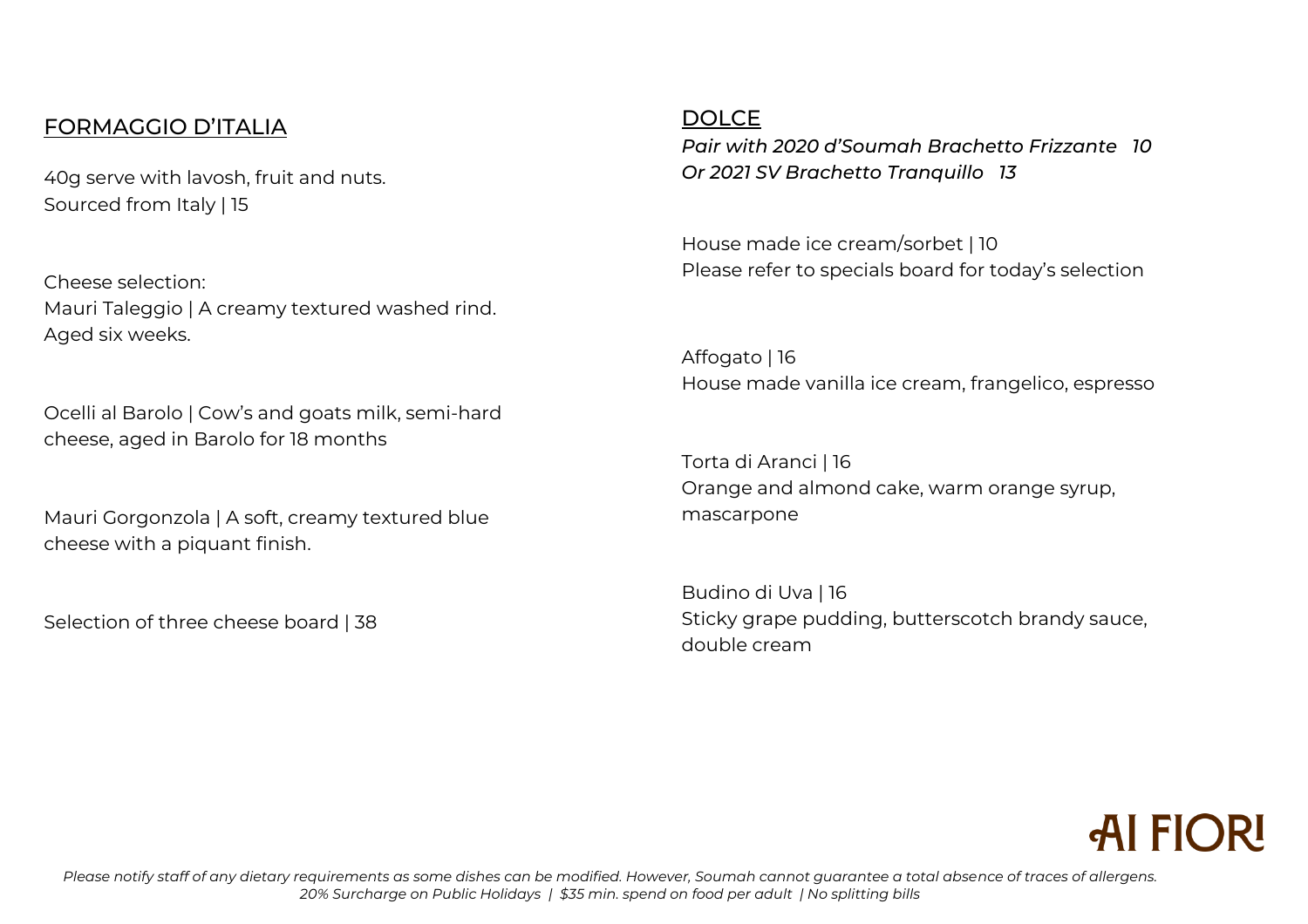## FORMAGGIO D'ITALIA

40g serve with lavosh, fruit and nuts.
Sourced from Italy | 15

Cheese selection:
Mauri Taleggio | A creamy textured washed rind. Aged six weeks.

Ocelli al Barolo | Cow's and goats milk, semi-hard cheese, aged in Barolo for 18 months

Mauri Gorgonzola | A soft, creamy textured blue cheese with a piquant finish.

Selection of three cheese board | 38

## DOLCE

*Pair with 2020 d'Soumah Brachetto Frizzante 10*
*Or 2021 SV Brachetto Tranquillo 13*

House made ice cream/sorbet | 10
Please refer to specials board for today's selection

Affogato | 16
House made vanilla ice cream, frangelico, espresso

Torta di Aranci | 16
Orange and almond cake, warm orange syrup, mascarpone

Budino di Uva | 16
Sticky grape pudding, butterscotch brandy sauce, double cream

AI FIORI

*Please notify staff of any dietary requirements as some dishes can be modified. However, Soumah cannot guarantee a total absence of traces of allergens.*
*20% Surcharge on Public Holidays | $35 min. spend on food per adult | No splitting bills*